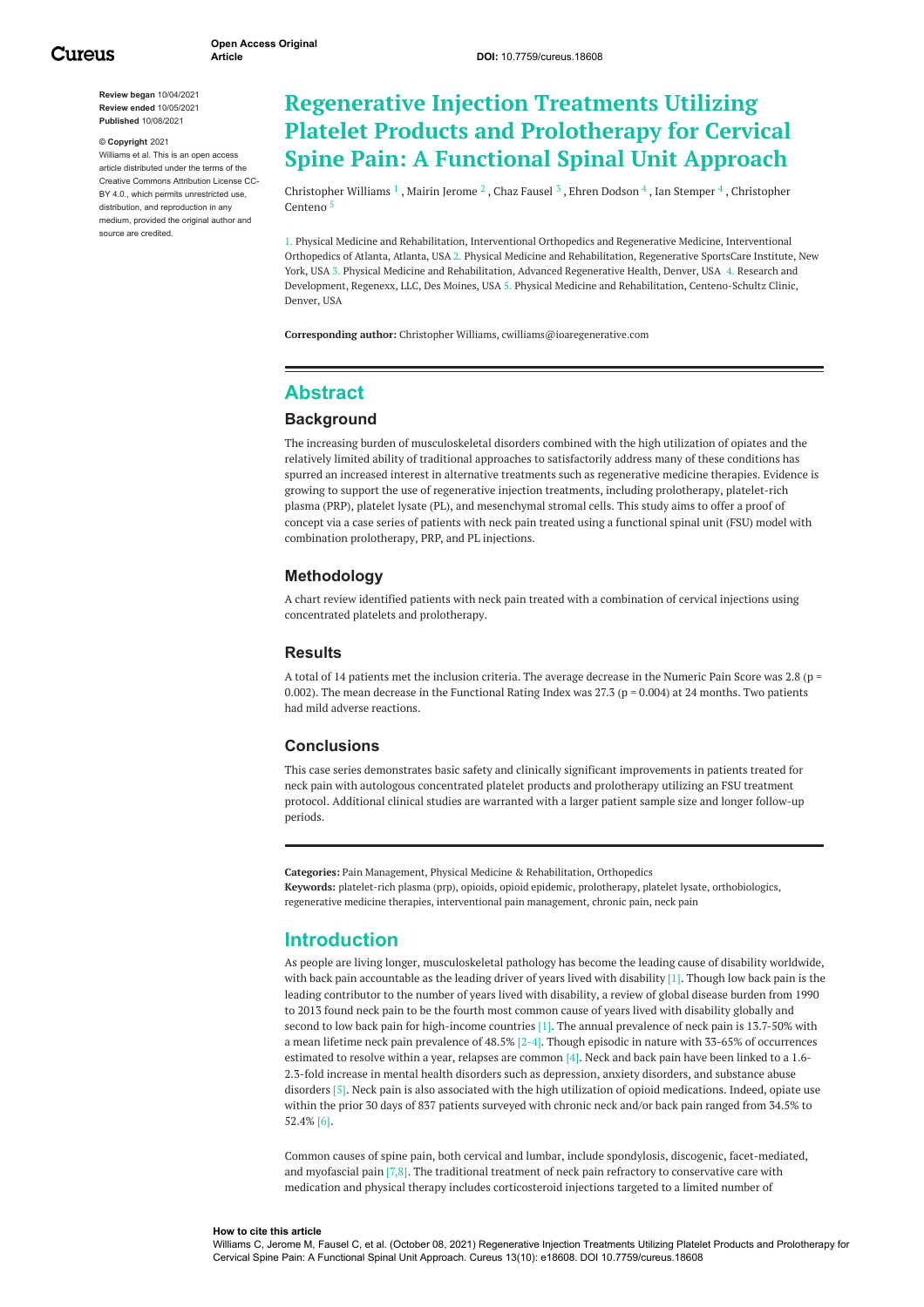Open Access Original Article

DOI: 10.7759/cureus.18608

**Review began** 10/04/2021
**Review ended** 10/05/2021
**Published** 10/08/2021

**© Copyright** 2021
Williams et al. This is an open access article distributed under the terms of the Creative Commons Attribution License CC-BY 4.0., which permits unrestricted use, distribution, and reproduction in any medium, provided the original author and source are credited.

# Regenerative Injection Treatments Utilizing Platelet Products and Prolotherapy for Cervical Spine Pain: A Functional Spinal Unit Approach

Christopher Williams [1] , Mairin Jerome [2] , Chaz Fausel [3] , Ehren Dodson [4] , Ian Stemper [4] , Christopher Centeno [5]

1. Physical Medicine and Rehabilitation, Interventional Orthopedics and Regenerative Medicine, Interventional Orthopedics of Atlanta, Atlanta, USA 2. Physical Medicine and Rehabilitation, Regenerative SportsCare Institute, New York, USA 3. Physical Medicine and Rehabilitation, Advanced Regenerative Health, Denver, USA 4. Research and Development, Regenexx, LLC, Des Moines, USA 5. Physical Medicine and Rehabilitation, Centeno-Schultz Clinic, Denver, USA

**Corresponding author:** Christopher Williams, cwilliams@ioaregenerative.com

## Abstract

### Background

The increasing burden of musculoskeletal disorders combined with the high utilization of opiates and the relatively limited ability of traditional approaches to satisfactorily address many of these conditions has spurred an increased interest in alternative treatments such as regenerative medicine therapies. Evidence is growing to support the use of regenerative injection treatments, including prolotherapy, platelet-rich plasma (PRP), platelet lysate (PL), and mesenchymal stromal cells. This study aims to offer a proof of concept via a case series of patients with neck pain treated using a functional spinal unit (FSU) model with combination prolotherapy, PRP, and PL injections.

### Methodology

A chart review identified patients with neck pain treated with a combination of cervical injections using concentrated platelets and prolotherapy.

### Results

A total of 14 patients met the inclusion criteria. The average decrease in the Numeric Pain Score was 2.8 ($p = 0.002$). The mean decrease in the Functional Rating Index was 27.3 ($p = 0.004$) at 24 months. Two patients had mild adverse reactions.

### Conclusions

This case series demonstrates basic safety and clinically significant improvements in patients treated for neck pain with autologous concentrated platelet products and prolotherapy utilizing an FSU treatment protocol. Additional clinical studies are warranted with a larger patient sample size and longer follow-up periods.

**Categories:** Pain Management, Physical Medicine & Rehabilitation, Orthopedics
**Keywords:** platelet-rich plasma (prp), opioids, opioid epidemic, prolotherapy, platelet lysate, orthobiologics, regenerative medicine therapies, interventional pain management, chronic pain, neck pain

## Introduction

As people are living longer, musculoskeletal pathology has become the leading cause of disability worldwide, with back pain accountable as the leading driver of years lived with disability [1]. Though low back pain is the leading contributor to the number of years lived with disability, a review of global disease burden from 1990 to 2013 found neck pain to be the fourth most common cause of years lived with disability globally and second to low back pain for high-income countries [1]. The annual prevalence of neck pain is 13.7-50% with a mean lifetime neck pain prevalence of 48.5% [2-4]. Though episodic in nature with 33-65% of occurrences estimated to resolve within a year, relapses are common [4]. Neck and back pain have been linked to a 1.6-2.3-fold increase in mental health disorders such as depression, anxiety disorders, and substance abuse disorders [5]. Neck pain is also associated with the high utilization of opioid medications. Indeed, opiate use within the prior 30 days of 837 patients surveyed with chronic neck and/or back pain ranged from 34.5% to 52.4% [6].

Common causes of spine pain, both cervical and lumbar, include spondylosis, discogenic, facet-mediated, and myofascial pain [7,8]. The traditional treatment of neck pain refractory to conservative care with medication and physical therapy includes corticosteroid injections targeted to a limited number of

**How to cite this article**
Williams C, Jerome M, Fausel C, et al. (October 08, 2021) Regenerative Injection Treatments Utilizing Platelet Products and Prolotherapy for Cervical Spine Pain: A Functional Spinal Unit Approach. Cureus 13(10): e18608. DOI 10.7759/cureus.18608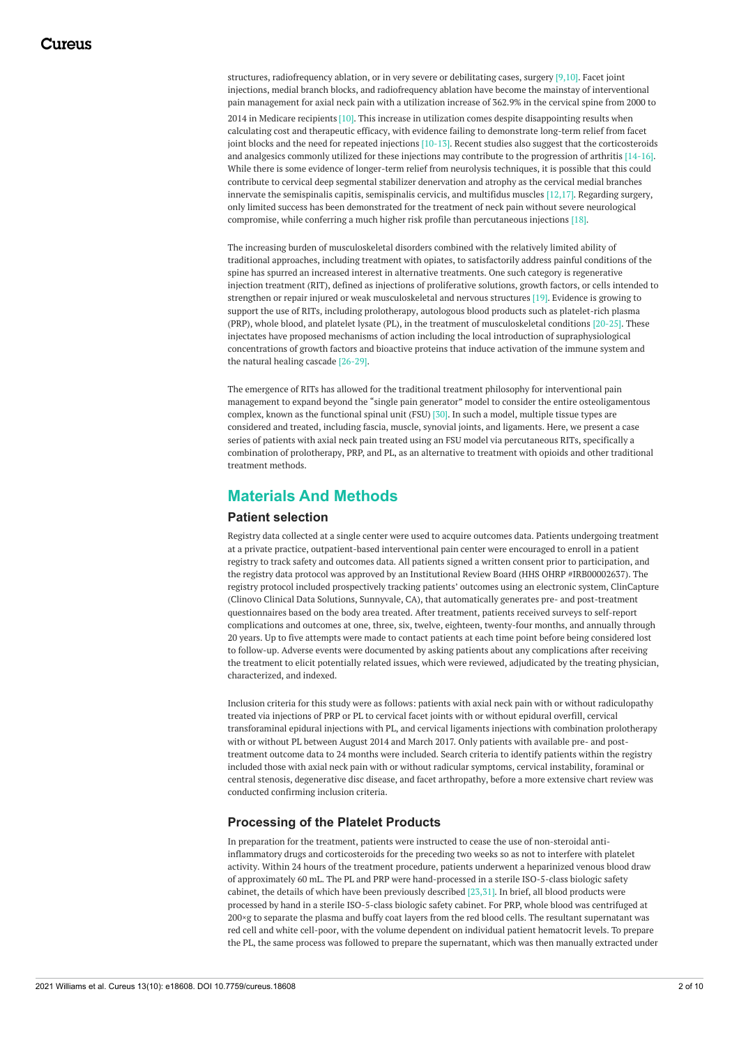structures, radiofrequency ablation, or in very severe or debilitating cases, surgery [9,10]. Facet joint injections, medial branch blocks, and radiofrequency ablation have become the mainstay of interventional pain management for axial neck pain with a utilization increase of 362.9% in the cervical spine from 2000 to 2014 in Medicare recipients [10]. This increase in utilization comes despite disappointing results when calculating cost and therapeutic efficacy, with evidence failing to demonstrate long-term relief from facet joint blocks and the need for repeated injections [10-13]. Recent studies also suggest that the corticosteroids and analgesics commonly utilized for these injections may contribute to the progression of arthritis [14-16]. While there is some evidence of longer-term relief from neurolysis techniques, it is possible that this could contribute to cervical deep segmental stabilizer denervation and atrophy as the cervical medial branches innervate the semispinalis capitis, semispinalis cervicis, and multifidus muscles [12,17]. Regarding surgery, only limited success has been demonstrated for the treatment of neck pain without severe neurological compromise, while conferring a much higher risk profile than percutaneous injections [18].

The increasing burden of musculoskeletal disorders combined with the relatively limited ability of traditional approaches, including treatment with opiates, to satisfactorily address painful conditions of the spine has spurred an increased interest in alternative treatments. One such category is regenerative injection treatment (RIT), defined as injections of proliferative solutions, growth factors, or cells intended to strengthen or repair injured or weak musculoskeletal and nervous structures [19]. Evidence is growing to support the use of RITs, including prolotherapy, autologous blood products such as platelet-rich plasma (PRP), whole blood, and platelet lysate (PL), in the treatment of musculoskeletal conditions [20-25]. These injectates have proposed mechanisms of action including the local introduction of supraphysiological concentrations of growth factors and bioactive proteins that induce activation of the immune system and the natural healing cascade [26-29].

The emergence of RITs has allowed for the traditional treatment philosophy for interventional pain management to expand beyond the "single pain generator" model to consider the entire osteoligamentous complex, known as the functional spinal unit (FSU) [30]. In such a model, multiple tissue types are considered and treated, including fascia, muscle, synovial joints, and ligaments. Here, we present a case series of patients with axial neck pain treated using an FSU model via percutaneous RITs, specifically a combination of prolotherapy, PRP, and PL, as an alternative to treatment with opioids and other traditional treatment methods.

## Materials And Methods

### Patient selection

Registry data collected at a single center were used to acquire outcomes data. Patients undergoing treatment at a private practice, outpatient-based interventional pain center were encouraged to enroll in a patient registry to track safety and outcomes data. All patients signed a written consent prior to participation, and the registry data protocol was approved by an Institutional Review Board (HHS OHRP #IRB00002637). The registry protocol included prospectively tracking patients' outcomes using an electronic system, ClinCapture (Clinovo Clinical Data Solutions, Sunnyvale, CA), that automatically generates pre- and post-treatment questionnaires based on the body area treated. After treatment, patients received surveys to self-report complications and outcomes at one, three, six, twelve, eighteen, twenty-four months, and annually through 20 years. Up to five attempts were made to contact patients at each time point before being considered lost to follow-up. Adverse events were documented by asking patients about any complications after receiving the treatment to elicit potentially related issues, which were reviewed, adjudicated by the treating physician, characterized, and indexed.

Inclusion criteria for this study were as follows: patients with axial neck pain with or without radiculopathy treated via injections of PRP or PL to cervical facet joints with or without epidural overfill, cervical transforaminal epidural injections with PL, and cervical ligaments injections with combination prolotherapy with or without PL between August 2014 and March 2017. Only patients with available pre- and post-treatment outcome data to 24 months were included. Search criteria to identify patients within the registry included those with axial neck pain with or without radicular symptoms, cervical instability, foraminal or central stenosis, degenerative disc disease, and facet arthropathy, before a more extensive chart review was conducted confirming inclusion criteria.

### Processing of the Platelet Products

In preparation for the treatment, patients were instructed to cease the use of non-steroidal anti-inflammatory drugs and corticosteroids for the preceding two weeks so as not to interfere with platelet activity. Within 24 hours of the treatment procedure, patients underwent a heparinized venous blood draw of approximately 60 mL. The PL and PRP were hand-processed in a sterile ISO-5-class biologic safety cabinet, the details of which have been previously described [23,31]. In brief, all blood products were processed by hand in a sterile ISO-5-class biologic safety cabinet. For PRP, whole blood was centrifuged at 200×g to separate the plasma and buffy coat layers from the red blood cells. The resultant supernatant was red cell and white cell-poor, with the volume dependent on individual patient hematocrit levels. To prepare the PL, the same process was followed to prepare the supernatant, which was then manually extracted under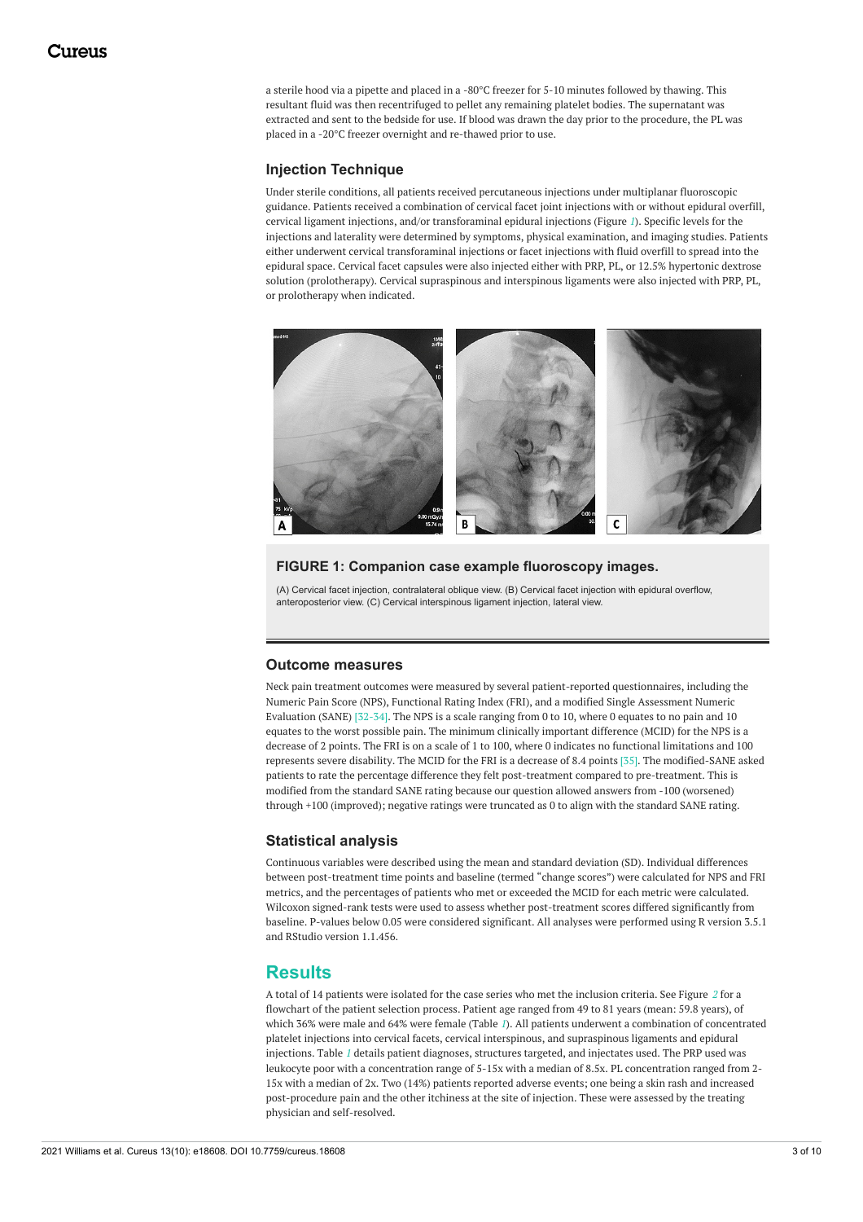a sterile hood via a pipette and placed in a -80°C freezer for 5-10 minutes followed by thawing. This resultant fluid was then recentrifuged to pellet any remaining platelet bodies. The supernatant was extracted and sent to the bedside for use. If blood was drawn the day prior to the procedure, the PL was placed in a -20°C freezer overnight and re-thawed prior to use.

### Injection Technique

Under sterile conditions, all patients received percutaneous injections under multiplanar fluoroscopic guidance. Patients received a combination of cervical facet joint injections with or without epidural overfill, cervical ligament injections, and/or transforaminal epidural injections (Figure 1). Specific levels for the injections and laterality were determined by symptoms, physical examination, and imaging studies. Patients either underwent cervical transforaminal injections or facet injections with fluid overfill to spread into the epidural space. Cervical facet capsules were also injected either with PRP, PL, or 12.5% hypertonic dextrose solution (prolotherapy). Cervical supraspinous and interspinous ligaments were also injected with PRP, PL, or prolotherapy when indicated.

**FIGURE 1: Companion case example fluoroscopy images.**

(A) Cervical facet injection, contralateral oblique view. (B) Cervical facet injection with epidural overflow, anteroposterior view. (C) Cervical interspinous ligament injection, lateral view.

### Outcome measures

Neck pain treatment outcomes were measured by several patient-reported questionnaires, including the Numeric Pain Score (NPS), Functional Rating Index (FRI), and a modified Single Assessment Numeric Evaluation (SANE) [32-34]. The NPS is a scale ranging from 0 to 10, where 0 equates to no pain and 10 equates to the worst possible pain. The minimum clinically important difference (MCID) for the NPS is a decrease of 2 points. The FRI is on a scale of 1 to 100, where 0 indicates no functional limitations and 100 represents severe disability. The MCID for the FRI is a decrease of 8.4 points [35]. The modified-SANE asked patients to rate the percentage difference they felt post-treatment compared to pre-treatment. This is modified from the standard SANE rating because our question allowed answers from -100 (worsened) through +100 (improved); negative ratings were truncated as 0 to align with the standard SANE rating.

### Statistical analysis

Continuous variables were described using the mean and standard deviation (SD). Individual differences between post-treatment time points and baseline (termed "change scores") were calculated for NPS and FRI metrics, and the percentages of patients who met or exceeded the MCID for each metric were calculated. Wilcoxon signed-rank tests were used to assess whether post-treatment scores differed significantly from baseline. P-values below 0.05 were considered significant. All analyses were performed using R version 3.5.1 and RStudio version 1.1.456.

## Results

A total of 14 patients were isolated for the case series who met the inclusion criteria. See Figure 2 for a flowchart of the patient selection process. Patient age ranged from 49 to 81 years (mean: 59.8 years), of which 36% were male and 64% were female (Table 1). All patients underwent a combination of concentrated platelet injections into cervical facets, cervical interspinous, and supraspinous ligaments and epidural injections. Table 1 details patient diagnoses, structures targeted, and injectates used. The PRP used was leukocyte poor with a concentration range of 5-15x with a median of 8.5x. PL concentration ranged from 2-15x with a median of 2x. Two (14%) patients reported adverse events; one being a skin rash and increased post-procedure pain and the other itchiness at the site of injection. These were assessed by the treating physician and self-resolved.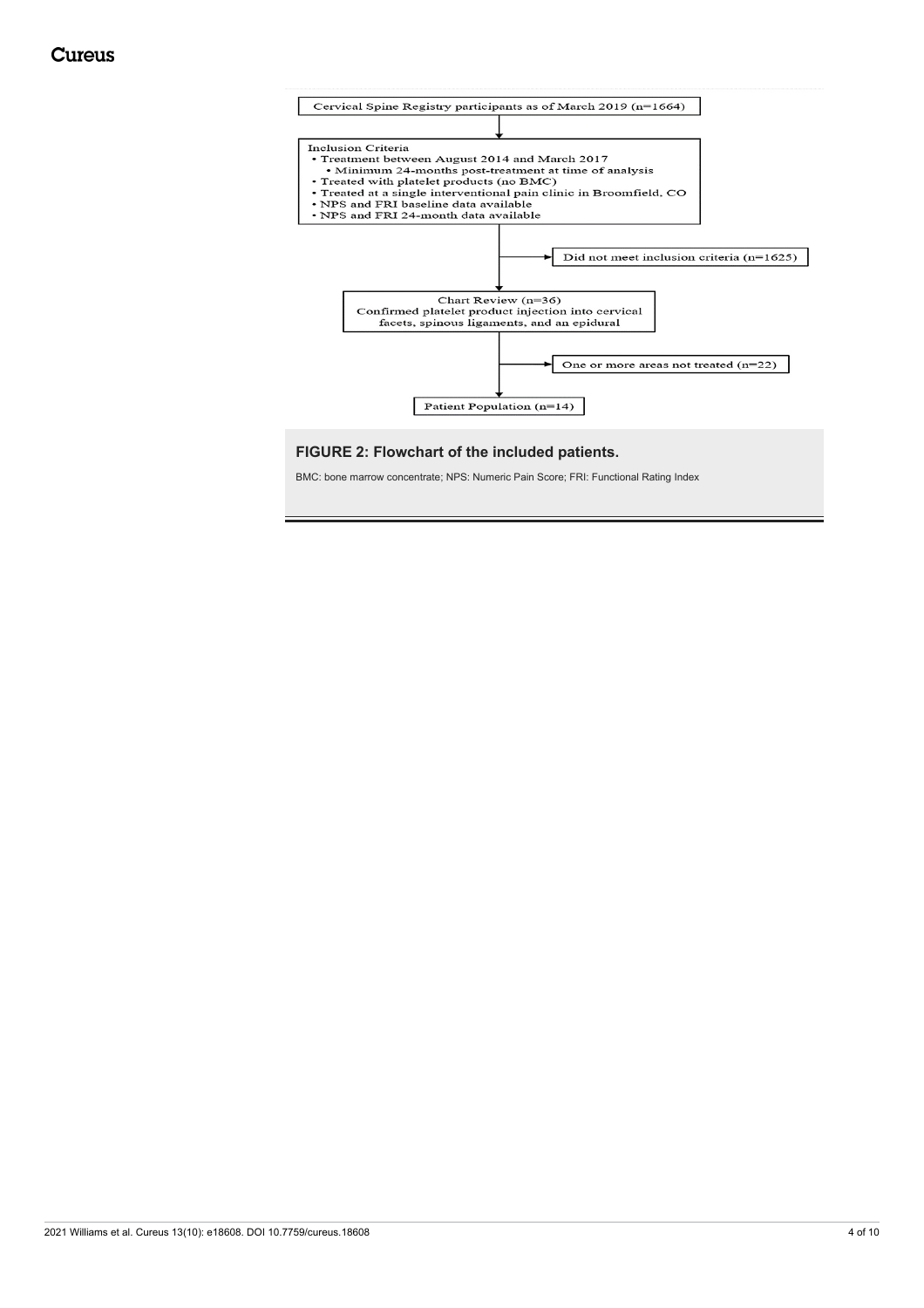Cervical Spine Registry participants as of March 2019 (n=1664)

Inclusion Criteria

- Treatment between August 2014 and March 2017
  - Minimum 24-months post-treatment at time of analysis
- Treated with platelet products (no BMC)
- Treated at a single interventional pain clinic in Broomfield, CO
- NPS and FRI baseline data available
- NPS and FRI 24-month data available

Did not meet inclusion criteria (n=1625)

Chart Review (n=36)
Confirmed platelet product injection into cervical facets, spinous ligaments, and an epidural

One or more areas not treated (n=22)

Patient Population (n=14)

**FIGURE 2: Flowchart of the included patients.**

BMC: bone marrow concentrate; NPS: Numeric Pain Score; FRI: Functional Rating Index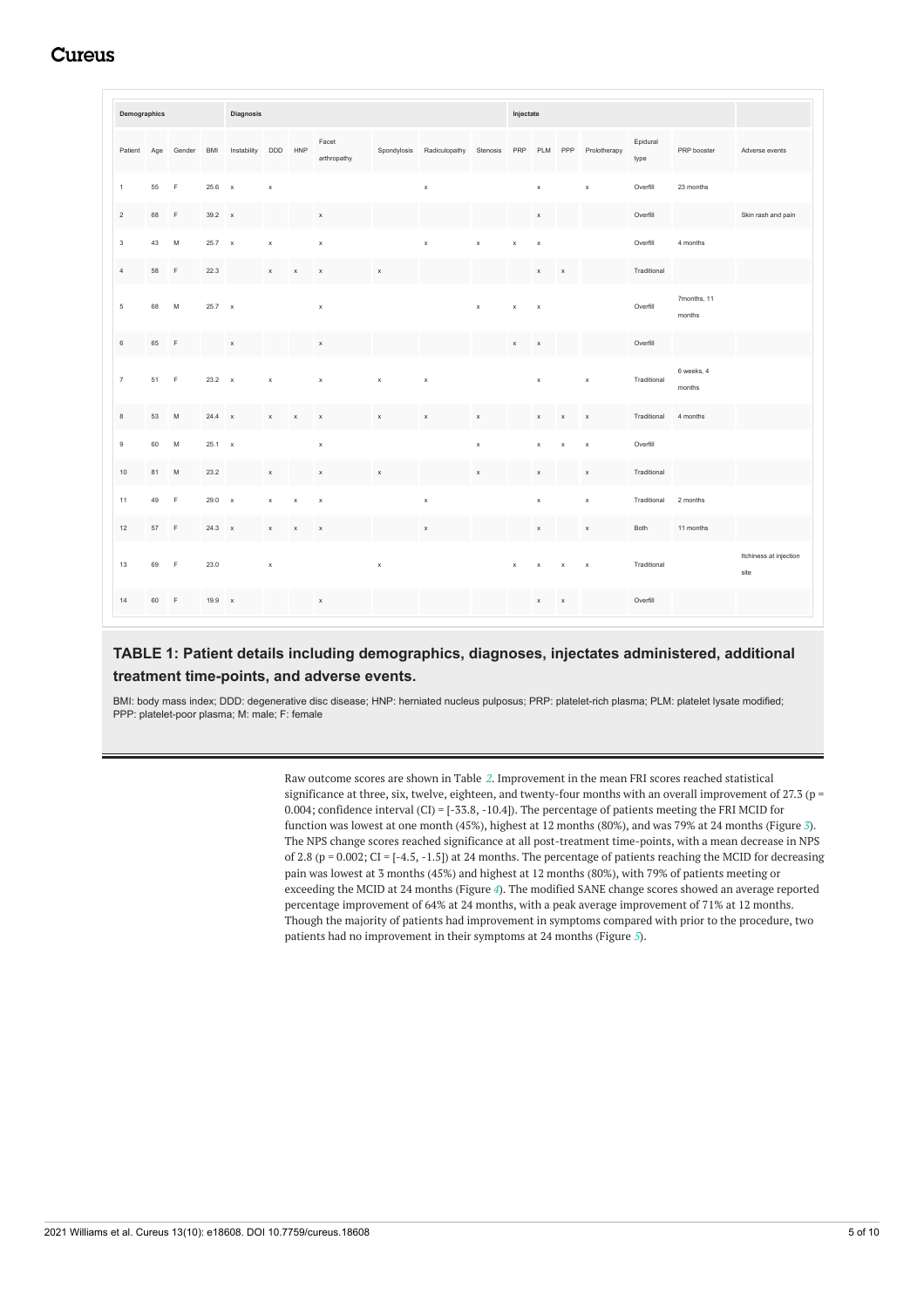| Demographics | | | | Diagnosis | | | | | | | Injectate | | | | | | |
|---|---|---|---|---|---|---|---|---|---|---|---|---|---|---|---|---|---|
| Patient | Age | Gender | BMI | Instability | DDD | HNP | Facet arthropathy | Spondylosis | Radiculopathy | Stenosis | PRP | PLM | PPP | Prolotherapy | Epidural type | PRP booster | Adverse events |
| 1 | 55 | F | 25.6 | x | x | | | | x | | | x | | x | Overfill | 23 months | |
| 2 | 68 | F | 39.2 | x | | | x | | | | | x | | | Overfill | | Skin rash and pain |
| 3 | 43 | M | 25.7 | x | x | | x | | x | x | x | x | | | Overfill | 4 months | |
| 4 | 58 | F | 22.3 | | x | x | x | x | | | | x | x | | Traditional | | |
| 5 | 68 | M | 25.7 | x | | | x | | | x | x | x | | | Overfill | 7months, 11 months | |
| 6 | 65 | F | | x | | | x | | | | x | x | | | Overfill | | |
| 7 | 51 | F | 23.2 | x | x | | x | x | x | | | x | | x | Traditional | 6 weeks, 4 months | |
| 8 | 53 | M | 24.4 | x | x | x | x | x | x | x | | x | x | x | Traditional | 4 months | |
| 9 | 60 | M | 25.1 | x | | | x | | | x | | x | x | x | Overfill | | |
| 10 | 81 | M | 23.2 | | x | | x | x | | x | | x | | x | Traditional | | |
| 11 | 49 | F | 29.0 | x | x | x | x | | x | | | x | | x | Traditional | 2 months | |
| 12 | 57 | F | 24.3 | x | x | x | x | | x | | | x | | x | Both | 11 months | |
| 13 | 69 | F | 23.0 | | x | | | x | | | x | x | x | x | Traditional | | Itchiness at injection site |
| 14 | 60 | F | 19.9 | x | | | x | | | | | x | x | | Overfill | | |

**TABLE 1: Patient details including demographics, diagnoses, injectates administered, additional treatment time-points, and adverse events.**

BMI: body mass index; DDD: degenerative disc disease; HNP: herniated nucleus pulposus; PRP: platelet-rich plasma; PLM: platelet lysate modified; PPP: platelet-poor plasma; M: male; F: female

Raw outcome scores are shown in Table 2. Improvement in the mean FRI scores reached statistical significance at three, six, twelve, eighteen, and twenty-four months with an overall improvement of 27.3 ($p = 0.004$; confidence interval (CI) = [-33.8, -10.4]). The percentage of patients meeting the FRI MCID for function was lowest at one month (45%), highest at 12 months (80%), and was 79% at 24 months (Figure 3). The NPS change scores reached significance at all post-treatment time-points, with a mean decrease in NPS of 2.8 ($p = 0.002$; CI = [-4.5, -1.5]) at 24 months. The percentage of patients reaching the MCID for decreasing pain was lowest at 3 months (45%) and highest at 12 months (80%), with 79% of patients meeting or exceeding the MCID at 24 months (Figure 4). The modified SANE change scores showed an average reported percentage improvement of 64% at 24 months, with a peak average improvement of 71% at 12 months. Though the majority of patients had improvement in symptoms compared with prior to the procedure, two patients had no improvement in their symptoms at 24 months (Figure 5).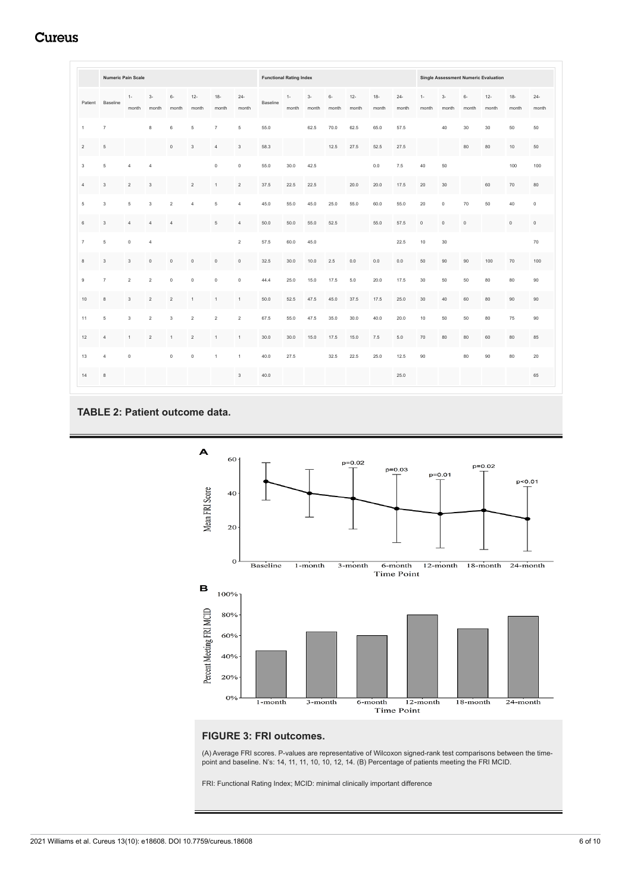| | Numeric Pain Scale | | | | | | | Functional Rating Index | | | | | | | Single Assessment Numeric Evaluation | | | | | |
|---|---|---|---|---|---|---|---|---|---|---|---|---|---|---|---|---|---|---|---|---|
| Patient | Baseline | 1-month | 3-month | 6-month | 12-month | 18-month | 24-month | Baseline | 1-month | 3-month | 6-month | 12-month | 18-month | 24-month | 1-month | 3-month | 6-month | 12-month | 18-month | 24-month |
| 1 | 7 | | 8 | 6 | 5 | 7 | 5 | 55.0 | | 62.5 | 70.0 | 62.5 | 65.0 | 57.5 | | 40 | 30 | 30 | 50 | 50 |
| 2 | 5 | | | 0 | 3 | 4 | 3 | 58.3 | | | 12.5 | 27.5 | 52.5 | 27.5 | | | 80 | 80 | 10 | 50 |
| 3 | 5 | 4 | 4 | | | 0 | 0 | 55.0 | 30.0 | 42.5 | | | 0.0 | 7.5 | 40 | 50 | | | 100 | 100 |
| 4 | 3 | 2 | 3 | | 2 | 1 | 2 | 37.5 | 22.5 | 22.5 | | 20.0 | 20.0 | 17.5 | 20 | 30 | | 60 | 70 | 80 |
| 5 | 3 | 5 | 3 | 2 | 4 | 5 | 4 | 45.0 | 55.0 | 45.0 | 25.0 | 55.0 | 60.0 | 55.0 | 20 | 0 | 70 | 50 | 40 | 0 |
| 6 | 3 | 4 | 4 | 4 | | 5 | 4 | 50.0 | 50.0 | 55.0 | 52.5 | | 55.0 | 57.5 | 0 | 0 | 0 | | 0 | 0 |
| 7 | 5 | 0 | 4 | | | | 2 | 57.5 | 60.0 | 45.0 | | | | 22.5 | 10 | 30 | | | | 70 |
| 8 | 3 | 3 | 0 | 0 | 0 | 0 | 0 | 32.5 | 30.0 | 10.0 | 2.5 | 0.0 | 0.0 | 0.0 | 50 | 90 | 90 | 100 | 70 | 100 |
| 9 | 7 | 2 | 2 | 0 | 0 | 0 | 0 | 44.4 | 25.0 | 15.0 | 17.5 | 5.0 | 20.0 | 17.5 | 30 | 50 | 50 | 80 | 80 | 90 |
| 10 | 8 | 3 | 2 | 2 | 1 | 1 | 1 | 50.0 | 52.5 | 47.5 | 45.0 | 37.5 | 17.5 | 25.0 | 30 | 40 | 60 | 80 | 90 | 90 |
| 11 | 5 | 3 | 2 | 3 | 2 | 2 | 2 | 67.5 | 55.0 | 47.5 | 35.0 | 30.0 | 40.0 | 20.0 | 10 | 50 | 50 | 80 | 75 | 90 |
| 12 | 4 | 1 | 2 | 1 | 2 | 1 | 1 | 30.0 | 30.0 | 15.0 | 17.5 | 15.0 | 7.5 | 5.0 | 70 | 80 | 80 | 60 | 80 | 85 |
| 13 | 4 | 0 | | 0 | 0 | 1 | 1 | 40.0 | 27.5 | | 32.5 | 22.5 | 25.0 | 12.5 | 90 | | 80 | 90 | 80 | 20 |
| 14 | 8 | | | | | | 3 | 40.0 | | | | | | 25.0 | | | | | | 65 |

**TABLE 2: Patient outcome data.**

**FIGURE 3: FRI outcomes.**

(A) Average FRI scores. P-values are representative of Wilcoxon signed-rank test comparisons between the time-point and baseline. N's: 14, 11, 11, 10, 10, 12, 14. (B) Percentage of patients meeting the FRI MCID.

FRI: Functional Rating Index; MCID: minimal clinically important difference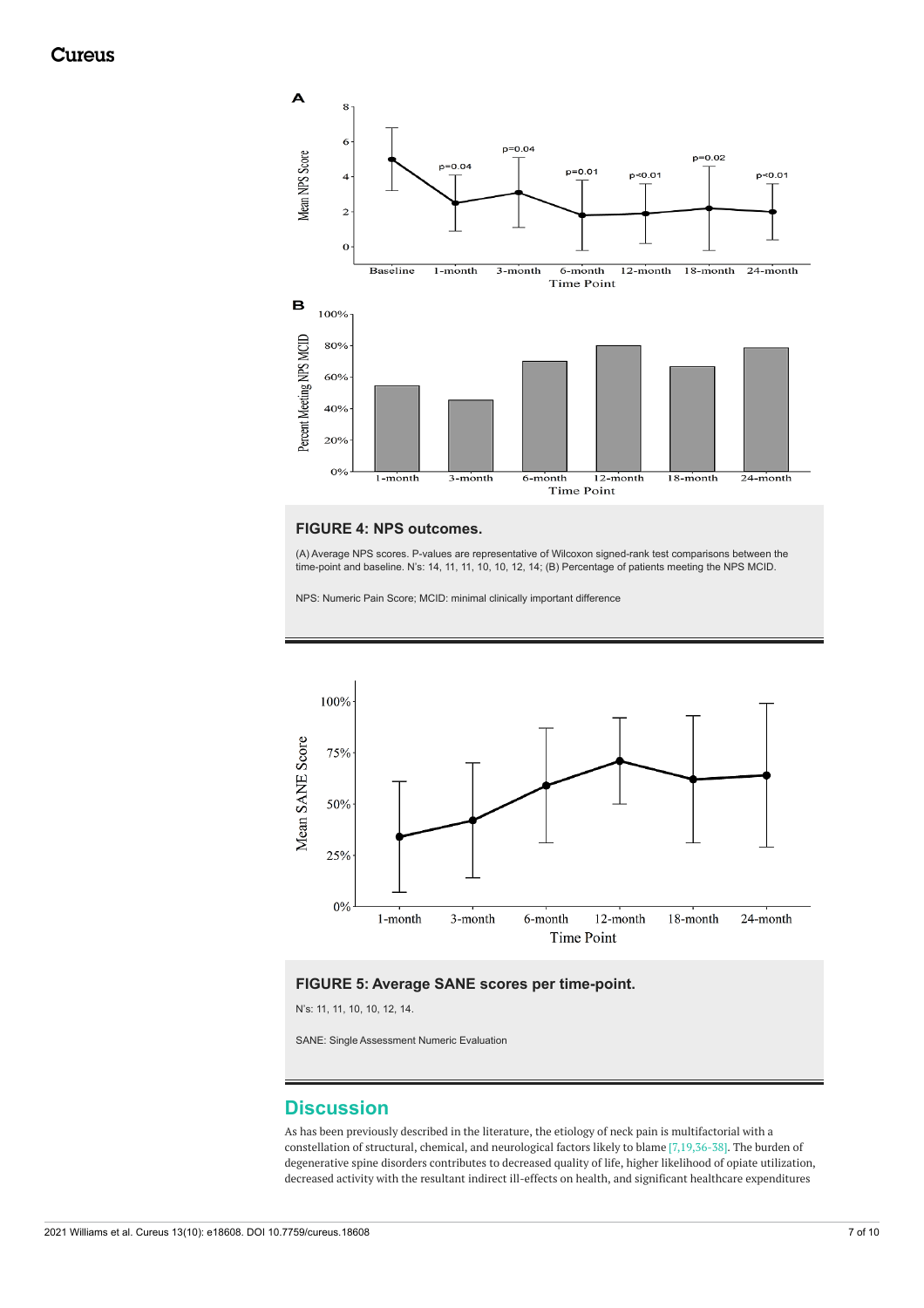**FIGURE 4: NPS outcomes.**

(A) Average NPS scores. P-values are representative of Wilcoxon signed-rank test comparisons between the time-point and baseline. N's: 14, 11, 11, 10, 10, 12, 14; (B) Percentage of patients meeting the NPS MCID.

NPS: Numeric Pain Score; MCID: minimal clinically important difference

**FIGURE 5: Average SANE scores per time-point.**

N's: 11, 11, 10, 10, 12, 14.

SANE: Single Assessment Numeric Evaluation

## Discussion

As has been previously described in the literature, the etiology of neck pain is multifactorial with a constellation of structural, chemical, and neurological factors likely to blame [7,19,36-38]. The burden of degenerative spine disorders contributes to decreased quality of life, higher likelihood of opiate utilization, decreased activity with the resultant indirect ill-effects on health, and significant healthcare expenditures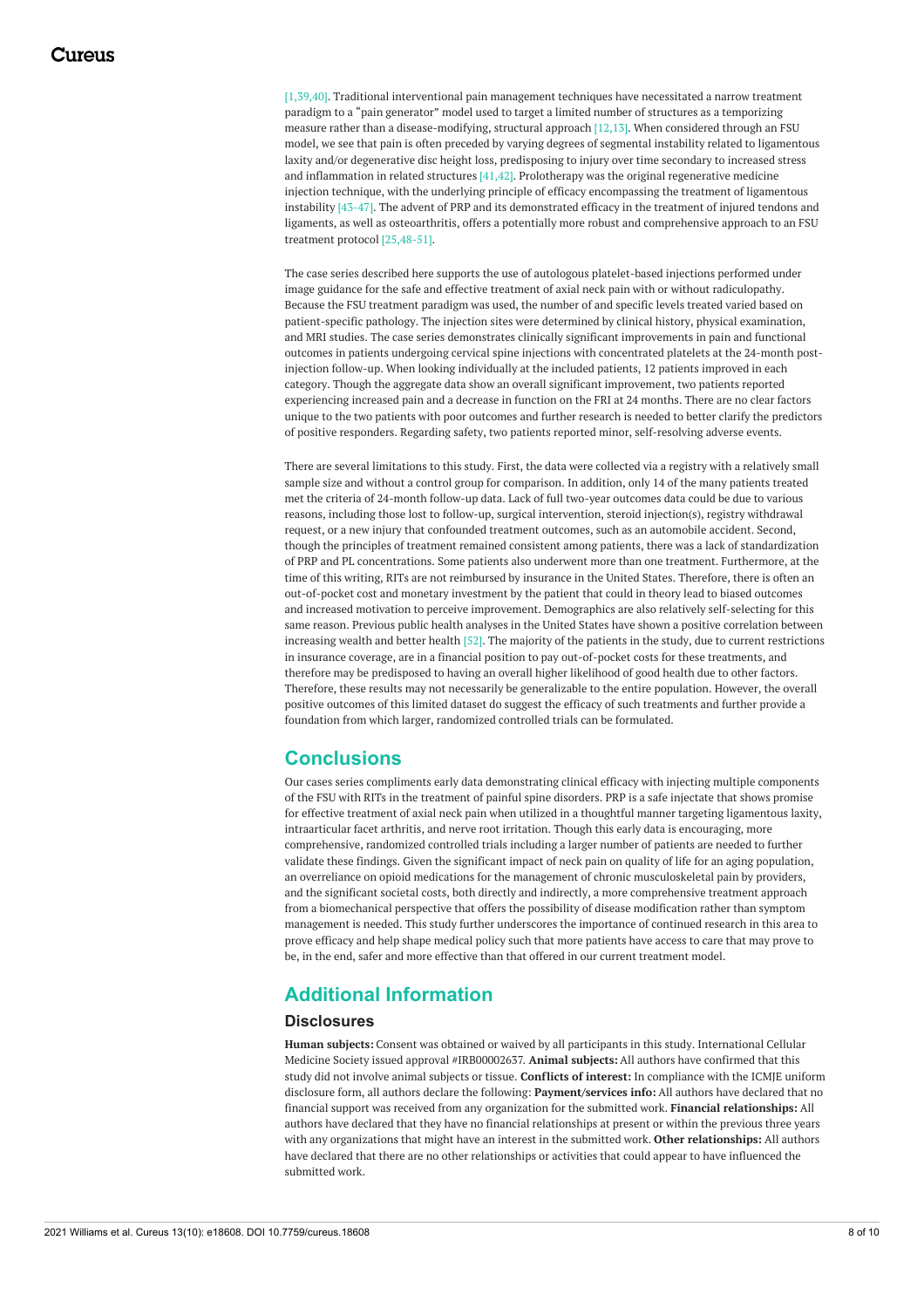[1,39,40]. Traditional interventional pain management techniques have necessitated a narrow treatment paradigm to a "pain generator" model used to target a limited number of structures as a temporizing measure rather than a disease-modifying, structural approach [12,13]. When considered through an FSU model, we see that pain is often preceded by varying degrees of segmental instability related to ligamentous laxity and/or degenerative disc height loss, predisposing to injury over time secondary to increased stress and inflammation in related structures [41,42]. Prolotherapy was the original regenerative medicine injection technique, with the underlying principle of efficacy encompassing the treatment of ligamentous instability [43-47]. The advent of PRP and its demonstrated efficacy in the treatment of injured tendons and ligaments, as well as osteoarthritis, offers a potentially more robust and comprehensive approach to an FSU treatment protocol [25,48-51].

The case series described here supports the use of autologous platelet-based injections performed under image guidance for the safe and effective treatment of axial neck pain with or without radiculopathy. Because the FSU treatment paradigm was used, the number of and specific levels treated varied based on patient-specific pathology. The injection sites were determined by clinical history, physical examination, and MRI studies. The case series demonstrates clinically significant improvements in pain and functional outcomes in patients undergoing cervical spine injections with concentrated platelets at the 24-month post-injection follow-up. When looking individually at the included patients, 12 patients improved in each category. Though the aggregate data show an overall significant improvement, two patients reported experiencing increased pain and a decrease in function on the FRI at 24 months. There are no clear factors unique to the two patients with poor outcomes and further research is needed to better clarify the predictors of positive responders. Regarding safety, two patients reported minor, self-resolving adverse events.

There are several limitations to this study. First, the data were collected via a registry with a relatively small sample size and without a control group for comparison. In addition, only 14 of the many patients treated met the criteria of 24-month follow-up data. Lack of full two-year outcomes data could be due to various reasons, including those lost to follow-up, surgical intervention, steroid injection(s), registry withdrawal request, or a new injury that confounded treatment outcomes, such as an automobile accident. Second, though the principles of treatment remained consistent among patients, there was a lack of standardization of PRP and PL concentrations. Some patients also underwent more than one treatment. Furthermore, at the time of this writing, RITs are not reimbursed by insurance in the United States. Therefore, there is often an out-of-pocket cost and monetary investment by the patient that could in theory lead to biased outcomes and increased motivation to perceive improvement. Demographics are also relatively self-selecting for this same reason. Previous public health analyses in the United States have shown a positive correlation between increasing wealth and better health [52]. The majority of the patients in the study, due to current restrictions in insurance coverage, are in a financial position to pay out-of-pocket costs for these treatments, and therefore may be predisposed to having an overall higher likelihood of good health due to other factors. Therefore, these results may not necessarily be generalizable to the entire population. However, the overall positive outcomes of this limited dataset do suggest the efficacy of such treatments and further provide a foundation from which larger, randomized controlled trials can be formulated.

## Conclusions

Our cases series compliments early data demonstrating clinical efficacy with injecting multiple components of the FSU with RITs in the treatment of painful spine disorders. PRP is a safe injectate that shows promise for effective treatment of axial neck pain when utilized in a thoughtful manner targeting ligamentous laxity, intraarticular facet arthritis, and nerve root irritation. Though this early data is encouraging, more comprehensive, randomized controlled trials including a larger number of patients are needed to further validate these findings. Given the significant impact of neck pain on quality of life for an aging population, an overreliance on opioid medications for the management of chronic musculoskeletal pain by providers, and the significant societal costs, both directly and indirectly, a more comprehensive treatment approach from a biomechanical perspective that offers the possibility of disease modification rather than symptom management is needed. This study further underscores the importance of continued research in this area to prove efficacy and help shape medical policy such that more patients have access to care that may prove to be, in the end, safer and more effective than that offered in our current treatment model.

## Additional Information

### Disclosures

**Human subjects:** Consent was obtained or waived by all participants in this study. International Cellular Medicine Society issued approval #IRB00002637. **Animal subjects:** All authors have confirmed that this study did not involve animal subjects or tissue. **Conflicts of interest:** In compliance with the ICMJE uniform disclosure form, all authors declare the following: **Payment/services info:** All authors have declared that no financial support was received from any organization for the submitted work. **Financial relationships:** All authors have declared that they have no financial relationships at present or within the previous three years with any organizations that might have an interest in the submitted work. **Other relationships:** All authors have declared that there are no other relationships or activities that could appear to have influenced the submitted work.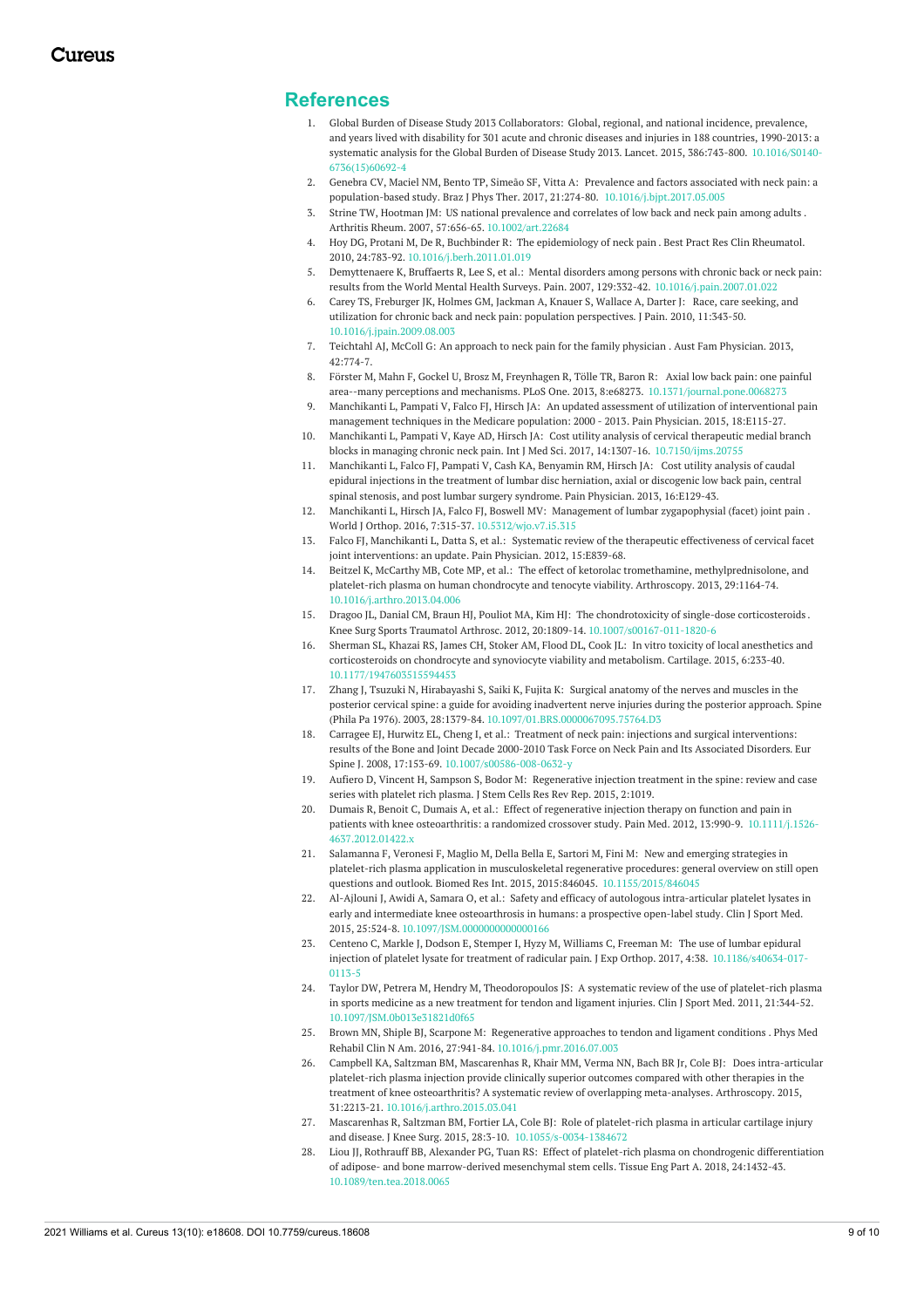## References

1. Global Burden of Disease Study 2013 Collaborators: Global, regional, and national incidence, prevalence, and years lived with disability for 301 acute and chronic diseases and injuries in 188 countries, 1990-2013: a systematic analysis for the Global Burden of Disease Study 2013. Lancet. 2015, 386:743-800. 10.1016/S0140-6736(15)60692-4
2. Genebra CV, Maciel NM, Bento TP, Simeão SF, Vitta A: Prevalence and factors associated with neck pain: a population-based study. Braz J Phys Ther. 2017, 21:274-80. 10.1016/j.bjpt.2017.05.005
3. Strine TW, Hootman JM: US national prevalence and correlates of low back and neck pain among adults . Arthritis Rheum. 2007, 57:656-65. 10.1002/art.22684
4. Hoy DG, Protani M, De R, Buchbinder R: The epidemiology of neck pain . Best Pract Res Clin Rheumatol. 2010, 24:783-92. 10.1016/j.berh.2011.01.019
5. Demyttenaere K, Bruffaerts R, Lee S, et al.: Mental disorders among persons with chronic back or neck pain: results from the World Mental Health Surveys. Pain. 2007, 129:332-42. 10.1016/j.pain.2007.01.022
6. Carey TS, Freburger JK, Holmes GM, Jackman A, Knauer S, Wallace A, Darter J: Race, care seeking, and utilization for chronic back and neck pain: population perspectives. J Pain. 2010, 11:343-50. 10.1016/j.jpain.2009.08.003
7. Teichtahl AJ, McColl G: An approach to neck pain for the family physician . Aust Fam Physician. 2013, 42:774-7.
8. Förster M, Mahn F, Gockel U, Brosz M, Freynhagen R, Tölle TR, Baron R: Axial low back pain: one painful area--many perceptions and mechanisms. PLoS One. 2013, 8:e68273. 10.1371/journal.pone.0068273
9. Manchikanti L, Pampati V, Falco FJ, Hirsch JA: An updated assessment of utilization of interventional pain management techniques in the Medicare population: 2000 - 2013. Pain Physician. 2015, 18:E115-27.
10. Manchikanti L, Pampati V, Kaye AD, Hirsch JA: Cost utility analysis of cervical therapeutic medial branch blocks in managing chronic neck pain. Int J Med Sci. 2017, 14:1307-16. 10.7150/ijms.20755
11. Manchikanti L, Falco FJ, Pampati V, Cash KA, Benyamin RM, Hirsch JA: Cost utility analysis of caudal epidural injections in the treatment of lumbar disc herniation, axial or discogenic low back pain, central spinal stenosis, and post lumbar surgery syndrome. Pain Physician. 2013, 16:E129-43.
12. Manchikanti L, Hirsch JA, Falco FJ, Boswell MV: Management of lumbar zygapophysial (facet) joint pain . World J Orthop. 2016, 7:315-37. 10.5312/wjo.v7.i5.315
13. Falco FJ, Manchikanti L, Datta S, et al.: Systematic review of the therapeutic effectiveness of cervical facet joint interventions: an update. Pain Physician. 2012, 15:E839-68.
14. Beitzel K, McCarthy MB, Cote MP, et al.: The effect of ketorolac tromethamine, methylprednisolone, and platelet-rich plasma on human chondrocyte and tenocyte viability. Arthroscopy. 2013, 29:1164-74. 10.1016/j.arthro.2013.04.006
15. Dragoo JL, Danial CM, Braun HJ, Pouliot MA, Kim HJ: The chondrotoxicity of single-dose corticosteroids . Knee Surg Sports Traumatol Arthrosc. 2012, 20:1809-14. 10.1007/s00167-011-1820-6
16. Sherman SL, Khazai RS, James CH, Stoker AM, Flood DL, Cook JL: In vitro toxicity of local anesthetics and corticosteroids on chondrocyte and synoviocyte viability and metabolism. Cartilage. 2015, 6:233-40. 10.1177/1947603515594453
17. Zhang J, Tsuzuki N, Hirabayashi S, Saiki K, Fujita K: Surgical anatomy of the nerves and muscles in the posterior cervical spine: a guide for avoiding inadvertent nerve injuries during the posterior approach. Spine (Phila Pa 1976). 2003, 28:1379-84. 10.1097/01.BRS.0000067095.75764.D3
18. Carragee EJ, Hurwitz EL, Cheng I, et al.: Treatment of neck pain: injections and surgical interventions: results of the Bone and Joint Decade 2000-2010 Task Force on Neck Pain and Its Associated Disorders. Eur Spine J. 2008, 17:153-69. 10.1007/s00586-008-0632-y
19. Aufiero D, Vincent H, Sampson S, Bodor M: Regenerative injection treatment in the spine: review and case series with platelet rich plasma. J Stem Cells Res Rev Rep. 2015, 2:1019.
20. Dumais R, Benoit C, Dumais A, et al.: Effect of regenerative injection therapy on function and pain in patients with knee osteoarthritis: a randomized crossover study. Pain Med. 2012, 13:990-9. 10.1111/j.1526-4637.2012.01422.x
21. Salamanna F, Veronesi F, Maglio M, Della Bella E, Sartori M, Fini M: New and emerging strategies in platelet-rich plasma application in musculoskeletal regenerative procedures: general overview on still open questions and outlook. Biomed Res Int. 2015, 2015:846045. 10.1155/2015/846045
22. Al-Ajlouni J, Awidi A, Samara O, et al.: Safety and efficacy of autologous intra-articular platelet lysates in early and intermediate knee osteoarthrosis in humans: a prospective open-label study. Clin J Sport Med. 2015, 25:524-8. 10.1097/JSM.0000000000000166
23. Centeno C, Markle J, Dodson E, Stemper I, Hyzy M, Williams C, Freeman M: The use of lumbar epidural injection of platelet lysate for treatment of radicular pain. J Exp Orthop. 2017, 4:38. 10.1186/s40634-017-0113-5
24. Taylor DW, Petrera M, Hendry M, Theodoropoulos JS: A systematic review of the use of platelet-rich plasma in sports medicine as a new treatment for tendon and ligament injuries. Clin J Sport Med. 2011, 21:344-52. 10.1097/JSM.0b013e31821d0f65
25. Brown MN, Shiple BJ, Scarpone M: Regenerative approaches to tendon and ligament conditions . Phys Med Rehabil Clin N Am. 2016, 27:941-84. 10.1016/j.pmr.2016.07.003
26. Campbell KA, Saltzman BM, Mascarenhas R, Khair MM, Verma NN, Bach BR Jr, Cole BJ: Does intra-articular platelet-rich plasma injection provide clinically superior outcomes compared with other therapies in the treatment of knee osteoarthritis? A systematic review of overlapping meta-analyses. Arthroscopy. 2015, 31:2213-21. 10.1016/j.arthro.2015.03.041
27. Mascarenhas R, Saltzman BM, Fortier LA, Cole BJ: Role of platelet-rich plasma in articular cartilage injury and disease. J Knee Surg. 2015, 28:3-10. 10.1055/s-0034-1384672
28. Liou JJ, Rothrauff BB, Alexander PG, Tuan RS: Effect of platelet-rich plasma on chondrogenic differentiation of adipose- and bone marrow-derived mesenchymal stem cells. Tissue Eng Part A. 2018, 24:1432-43. 10.1089/ten.tea.2018.0065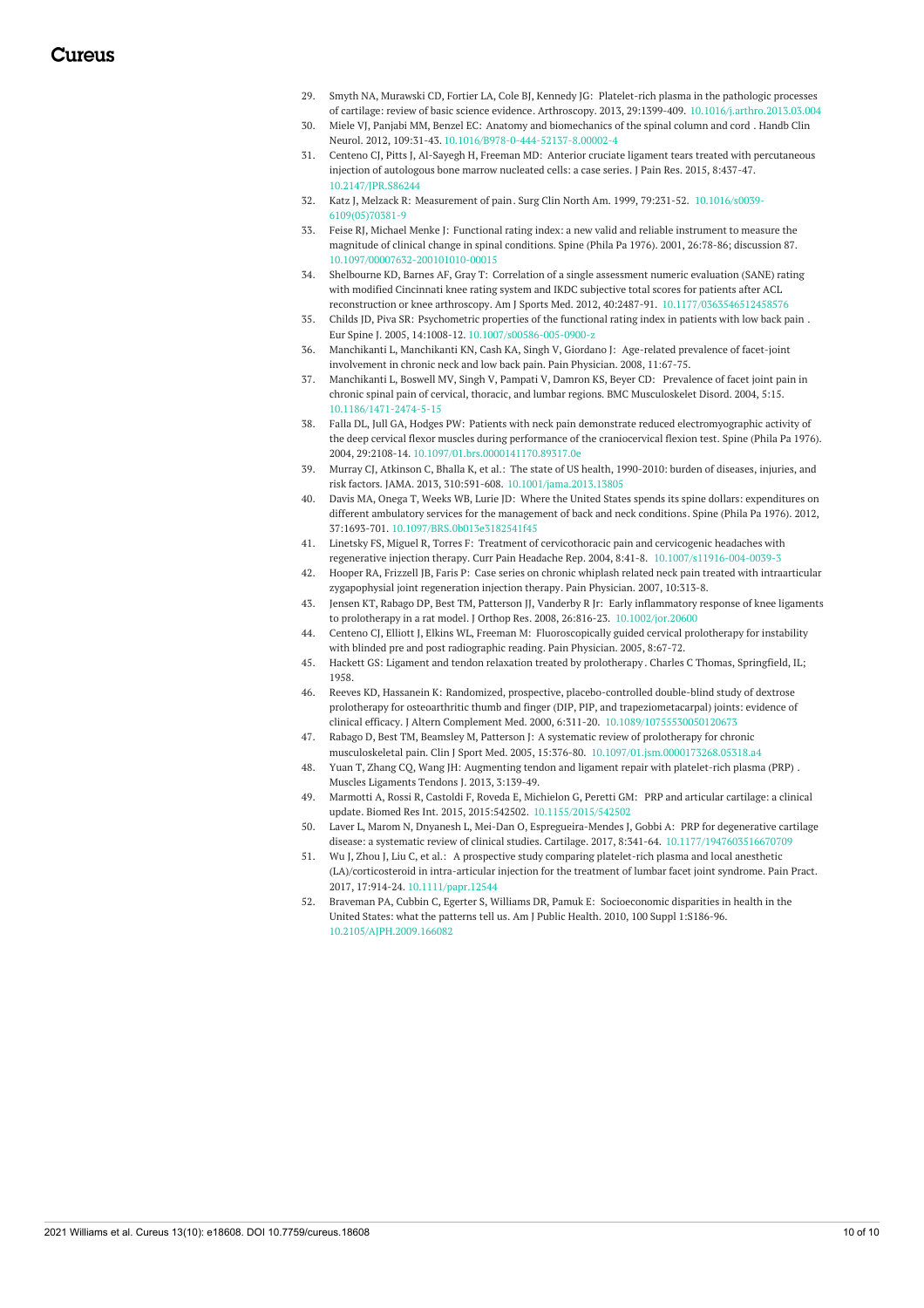29. Smyth NA, Murawski CD, Fortier LA, Cole BJ, Kennedy JG: Platelet-rich plasma in the pathologic processes of cartilage: review of basic science evidence. Arthroscopy. 2013, 29:1399-409. 10.1016/j.arthro.2013.03.004
30. Miele VJ, Panjabi MM, Benzel EC: Anatomy and biomechanics of the spinal column and cord . Handb Clin Neurol. 2012, 109:31-43. 10.1016/B978-0-444-52137-8.00002-4
31. Centeno CJ, Pitts J, Al-Sayegh H, Freeman MD: Anterior cruciate ligament tears treated with percutaneous injection of autologous bone marrow nucleated cells: a case series. J Pain Res. 2015, 8:437-47. 10.2147/JPR.S86244
32. Katz J, Melzack R: Measurement of pain . Surg Clin North Am. 1999, 79:231-52. 10.1016/s0039-6109(05)70381-9
33. Feise RJ, Michael Menke J: Functional rating index: a new valid and reliable instrument to measure the magnitude of clinical change in spinal conditions. Spine (Phila Pa 1976). 2001, 26:78-86; discussion 87. 10.1097/00007632-200101010-00015
34. Shelbourne KD, Barnes AF, Gray T: Correlation of a single assessment numeric evaluation (SANE) rating with modified Cincinnati knee rating system and IKDC subjective total scores for patients after ACL reconstruction or knee arthroscopy. Am J Sports Med. 2012, 40:2487-91. 10.1177/0363546512458576
35. Childs JD, Piva SR: Psychometric properties of the functional rating index in patients with low back pain . Eur Spine J. 2005, 14:1008-12. 10.1007/s00586-005-0900-z
36. Manchikanti L, Manchikanti KN, Cash KA, Singh V, Giordano J: Age-related prevalence of facet-joint involvement in chronic neck and low back pain. Pain Physician. 2008, 11:67-75.
37. Manchikanti L, Boswell MV, Singh V, Pampati V, Damron KS, Beyer CD: Prevalence of facet joint pain in chronic spinal pain of cervical, thoracic, and lumbar regions. BMC Musculoskelet Disord. 2004, 5:15. 10.1186/1471-2474-5-15
38. Falla DL, Jull GA, Hodges PW: Patients with neck pain demonstrate reduced electromyographic activity of the deep cervical flexor muscles during performance of the craniocervical flexion test. Spine (Phila Pa 1976). 2004, 29:2108-14. 10.1097/01.brs.0000141170.89317.0e
39. Murray CJ, Atkinson C, Bhalla K, et al.: The state of US health, 1990-2010: burden of diseases, injuries, and risk factors. JAMA. 2013, 310:591-608. 10.1001/jama.2013.13805
40. Davis MA, Onega T, Weeks WB, Lurie JD: Where the United States spends its spine dollars: expenditures on different ambulatory services for the management of back and neck conditions. Spine (Phila Pa 1976). 2012, 37:1693-701. 10.1097/BRS.0b013e3182541f45
41. Linetsky FS, Miguel R, Torres F: Treatment of cervicothoracic pain and cervicogenic headaches with regenerative injection therapy. Curr Pain Headache Rep. 2004, 8:41-8. 10.1007/s11916-004-0039-3
42. Hooper RA, Frizzell JB, Faris P: Case series on chronic whiplash related neck pain treated with intraarticular zygapophysial joint regeneration injection therapy. Pain Physician. 2007, 10:313-8.
43. Jensen KT, Rabago DP, Best TM, Patterson JJ, Vanderby R Jr: Early inflammatory response of knee ligaments to prolotherapy in a rat model. J Orthop Res. 2008, 26:816-23. 10.1002/jor.20600
44. Centeno CJ, Elliott J, Elkins WL, Freeman M: Fluoroscopically guided cervical prolotherapy for instability with blinded pre and post radiographic reading. Pain Physician. 2005, 8:67-72.
45. Hackett GS: Ligament and tendon relaxation treated by prolotherapy . Charles C Thomas, Springfield, IL; 1958.
46. Reeves KD, Hassanein K: Randomized, prospective, placebo-controlled double-blind study of dextrose prolotherapy for osteoarthritic thumb and finger (DIP, PIP, and trapeziometacarpal) joints: evidence of clinical efficacy. J Altern Complement Med. 2000, 6:311-20. 10.1089/10755530050120673
47. Rabago D, Best TM, Beamsley M, Patterson J: A systematic review of prolotherapy for chronic musculoskeletal pain. Clin J Sport Med. 2005, 15:376-80. 10.1097/01.jsm.0000173268.05318.a4
48. Yuan T, Zhang CQ, Wang JH: Augmenting tendon and ligament repair with platelet-rich plasma (PRP) . Muscles Ligaments Tendons J. 2013, 3:139-49.
49. Marmotti A, Rossi R, Castoldi F, Roveda E, Michielon G, Peretti GM: PRP and articular cartilage: a clinical update. Biomed Res Int. 2015, 2015:542502. 10.1155/2015/542502
50. Laver L, Marom N, Dnyanesh L, Mei-Dan O, Espregueira-Mendes J, Gobbi A: PRP for degenerative cartilage disease: a systematic review of clinical studies. Cartilage. 2017, 8:341-64. 10.1177/1947603516670709
51. Wu J, Zhou J, Liu C, et al.: A prospective study comparing platelet-rich plasma and local anesthetic (LA)/corticosteroid in intra-articular injection for the treatment of lumbar facet joint syndrome. Pain Pract. 2017, 17:914-24. 10.1111/papr.12544
52. Braveman PA, Cubbin C, Egerter S, Williams DR, Pamuk E: Socioeconomic disparities in health in the United States: what the patterns tell us. Am J Public Health. 2010, 100 Suppl 1:S186-96. 10.2105/AJPH.2009.166082